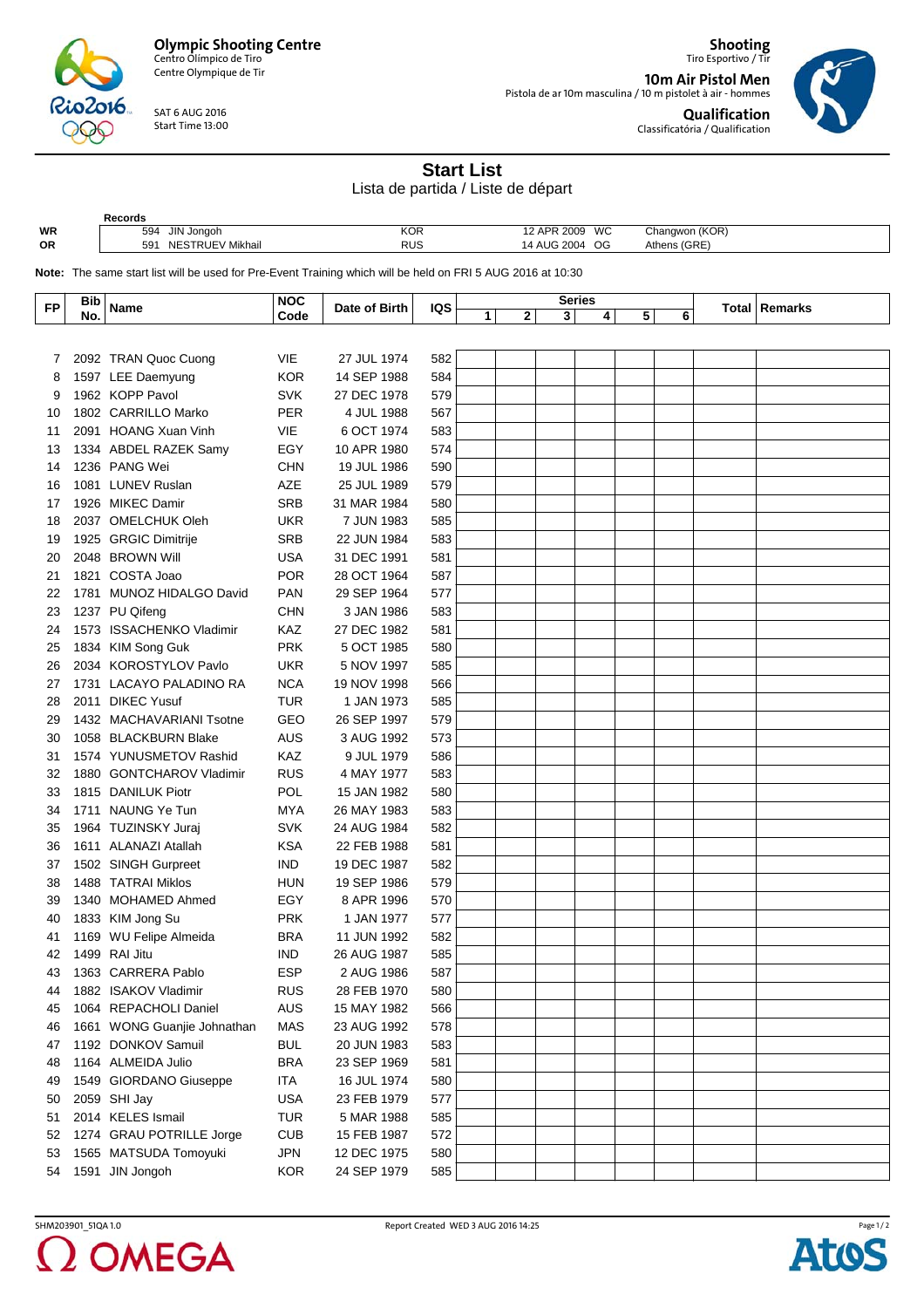**Olympic Shooting Centre**
Centro Olímpico de Tiro
Centre Olympique de Tir

SAT 6 AUG 2016
Start Time 13:00

**Shooting**
Tiro Esportivo / Tir

**10m Air Pistol Men**
Pistola de ar 10m masculina / 10 m pistolet à air - hommes

**Qualification**
Classificatória / Qualification

# Start List

Lista de partida / Liste de départ

| | Records | | | | |
|---|---|---|---|---|---|
| WR | 594 | JIN Jongoh | KOR | 12 APR 2009 WC | Changwon (KOR) |
| OR | 591 | NESTRUEV Mikhail | RUS | 14 AUG 2004 OG | Athens (GRE) |

**Note:** The same start list will be used for Pre-Event Training which will be held on FRI 5 AUG 2016 at 10:30

| FP | Bib No. | Name | NOC Code | Date of Birth | IQS | Series 1 | 2 | 3 | 4 | 5 | 6 | Total | Remarks |
|---|---|---|---|---|---|---|---|---|---|---|---|---|---|
| 7 | 2092 | TRAN Quoc Cuong | VIE | 27 JUL 1974 | 582 | | | | | | | | |
| 8 | 1597 | LEE Daemyung | KOR | 14 SEP 1988 | 584 | | | | | | | | |
| 9 | 1962 | KOPP Pavol | SVK | 27 DEC 1978 | 579 | | | | | | | | |
| 10 | 1802 | CARRILLO Marko | PER | 4 JUL 1988 | 567 | | | | | | | | |
| 11 | 2091 | HOANG Xuan Vinh | VIE | 6 OCT 1974 | 583 | | | | | | | | |
| 13 | 1334 | ABDEL RAZEK Samy | EGY | 10 APR 1980 | 574 | | | | | | | | |
| 14 | 1236 | PANG Wei | CHN | 19 JUL 1986 | 590 | | | | | | | | |
| 16 | 1081 | LUNEV Ruslan | AZE | 25 JUL 1989 | 579 | | | | | | | | |
| 17 | 1926 | MIKEC Damir | SRB | 31 MAR 1984 | 580 | | | | | | | | |
| 18 | 2037 | OMELCHUK Oleh | UKR | 7 JUN 1983 | 585 | | | | | | | | |
| 19 | 1925 | GRGIC Dimitrije | SRB | 22 JUN 1984 | 583 | | | | | | | | |
| 20 | 2048 | BROWN Will | USA | 31 DEC 1991 | 581 | | | | | | | | |
| 21 | 1821 | COSTA Joao | POR | 28 OCT 1964 | 587 | | | | | | | | |
| 22 | 1781 | MUNOZ HIDALGO David | PAN | 29 SEP 1964 | 577 | | | | | | | | |
| 23 | 1237 | PU Qifeng | CHN | 3 JAN 1986 | 583 | | | | | | | | |
| 24 | 1573 | ISSACHENKO Vladimir | KAZ | 27 DEC 1982 | 581 | | | | | | | | |
| 25 | 1834 | KIM Song Guk | PRK | 5 OCT 1985 | 580 | | | | | | | | |
| 26 | 2034 | KOROSTYLOV Pavlo | UKR | 5 NOV 1997 | 585 | | | | | | | | |
| 27 | 1731 | LACAYO PALADINO RA | NCA | 19 NOV 1998 | 566 | | | | | | | | |
| 28 | 2011 | DIKEC Yusuf | TUR | 1 JAN 1973 | 585 | | | | | | | | |
| 29 | 1432 | MACHAVARIANI Tsotne | GEO | 26 SEP 1997 | 579 | | | | | | | | |
| 30 | 1058 | BLACKBURN Blake | AUS | 3 AUG 1992 | 573 | | | | | | | | |
| 31 | 1574 | YUNUSMETOV Rashid | KAZ | 9 JUL 1979 | 586 | | | | | | | | |
| 32 | 1880 | GONTCHAROV Vladimir | RUS | 4 MAY 1977 | 583 | | | | | | | | |
| 33 | 1815 | DANILUK Piotr | POL | 15 JAN 1982 | 580 | | | | | | | | |
| 34 | 1711 | NAUNG Ye Tun | MYA | 26 MAY 1983 | 583 | | | | | | | | |
| 35 | 1964 | TUZINSKY Juraj | SVK | 24 AUG 1984 | 582 | | | | | | | | |
| 36 | 1611 | ALANAZI Atallah | KSA | 22 FEB 1988 | 581 | | | | | | | | |
| 37 | 1502 | SINGH Gurpreet | IND | 19 DEC 1987 | 582 | | | | | | | | |
| 38 | 1488 | TATRAI Miklos | HUN | 19 SEP 1986 | 579 | | | | | | | | |
| 39 | 1340 | MOHAMED Ahmed | EGY | 8 APR 1996 | 570 | | | | | | | | |
| 40 | 1833 | KIM Jong Su | PRK | 1 JAN 1977 | 577 | | | | | | | | |
| 41 | 1169 | WU Felipe Almeida | BRA | 11 JUN 1992 | 582 | | | | | | | | |
| 42 | 1499 | RAI Jitu | IND | 26 AUG 1987 | 585 | | | | | | | | |
| 43 | 1363 | CARRERA Pablo | ESP | 2 AUG 1986 | 587 | | | | | | | | |
| 44 | 1882 | ISAKOV Vladimir | RUS | 28 FEB 1970 | 580 | | | | | | | | |
| 45 | 1064 | REPACHOLI Daniel | AUS | 15 MAY 1982 | 566 | | | | | | | | |
| 46 | 1661 | WONG Guanjie Johnathan | MAS | 23 AUG 1992 | 578 | | | | | | | | |
| 47 | 1192 | DONKOV Samuil | BUL | 20 JUN 1983 | 583 | | | | | | | | |
| 48 | 1164 | ALMEIDA Julio | BRA | 23 SEP 1969 | 581 | | | | | | | | |
| 49 | 1549 | GIORDANO Giuseppe | ITA | 16 JUL 1974 | 580 | | | | | | | | |
| 50 | 2059 | SHI Jay | USA | 23 FEB 1979 | 577 | | | | | | | | |
| 51 | 2014 | KELES Ismail | TUR | 5 MAR 1988 | 585 | | | | | | | | |
| 52 | 1274 | GRAU POTRILLE Jorge | CUB | 15 FEB 1987 | 572 | | | | | | | | |
| 53 | 1565 | MATSUDA Tomoyuki | JPN | 12 DEC 1975 | 580 | | | | | | | | |
| 54 | 1591 | JIN Jongoh | KOR | 24 SEP 1979 | 585 | | | | | | | | |

SHM203901_51QA 1.0 Report Created WED 3 AUG 2016 14:25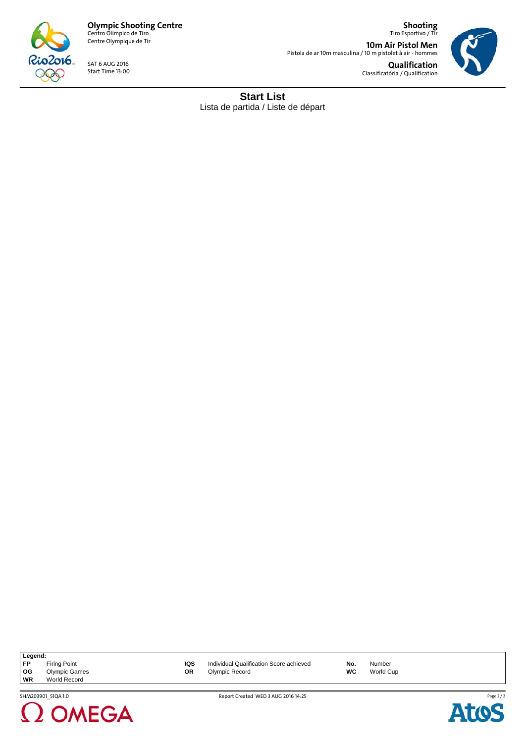**Olympic Shooting Centre**
Centro Olímpico de Tiro
Centre Olympique de Tir

SAT 6 AUG 2016
Start Time 13:00

**Shooting**
Tiro Esportivo / Tir

**10m Air Pistol Men**
Pistola de ar 10m masculina / 10 m pistolet à air - hommes

**Qualification**
Classificatória / Qualification

# Start List

Lista de partida / Liste de départ

**Legend:**

| | | | | | |
|---|---|---|---|---|---|
| **FP** | Firing Point | **IQS** | Individual Qualification Score achieved | **No.** | Number |
| **OG** | Olympic Games | **OR** | Olympic Record | **WC** | World Cup |
| **WR** | World Record | | | | |

SHM203901_51QA 1.0

Report Created WED 3 AUG 2016 14:25